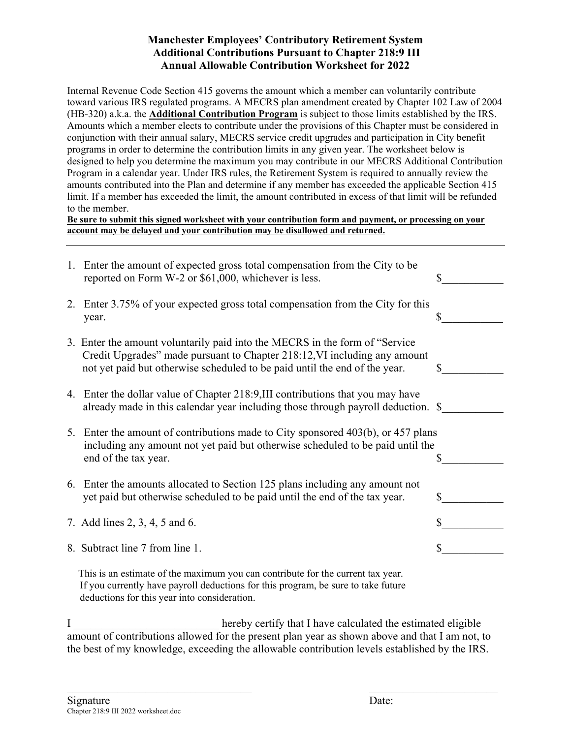# Manchester Employees' Contributory Retirement System
## Additional Contributions Pursuant to Chapter 218:9 III
## Annual Allowable Contribution Worksheet for 2022

Internal Revenue Code Section 415 governs the amount which a member can voluntarily contribute toward various IRS regulated programs. A MECRS plan amendment created by Chapter 102 Law of 2004 (HB-320) a.k.a. the **Additional Contribution Program** is subject to those limits established by the IRS. Amounts which a member elects to contribute under the provisions of this Chapter must be considered in conjunction with their annual salary, MECRS service credit upgrades and participation in City benefit programs in order to determine the contribution limits in any given year. The worksheet below is designed to help you determine the maximum you may contribute in our MECRS Additional Contribution Program in a calendar year. Under IRS rules, the Retirement System is required to annually review the amounts contributed into the Plan and determine if any member has exceeded the applicable Section 415 limit. If a member has exceeded the limit, the amount contributed in excess of that limit will be refunded to the member.

**Be sure to submit this signed worksheet with your contribution form and payment, or processing on your account may be delayed and your contribution may be disallowed and returned.**

---

1. Enter the amount of expected gross total compensation from the City to be reported on Form W-2 or $61,000, whichever is less. $___________

2. Enter 3.75% of your expected gross total compensation from the City for this year. $___________

3. Enter the amount voluntarily paid into the MECRS in the form of "Service Credit Upgrades" made pursuant to Chapter 218:12,VI including any amount not yet paid but otherwise scheduled to be paid until the end of the year. $___________

4. Enter the dollar value of Chapter 218:9,III contributions that you may have already made in this calendar year including those through payroll deduction. $___________

5. Enter the amount of contributions made to City sponsored 403(b), or 457 plans including any amount not yet paid but otherwise scheduled to be paid until the end of the tax year. $___________

6. Enter the amounts allocated to Section 125 plans including any amount not yet paid but otherwise scheduled to be paid until the end of the tax year. $___________

7. Add lines 2, 3, 4, 5 and 6. $___________

8. Subtract line 7 from line 1. $___________

This is an estimate of the maximum you can contribute for the current tax year. If you currently have payroll deductions for this program, be sure to take future deductions for this year into consideration.

I __________________________ hereby certify that I have calculated the estimated eligible amount of contributions allowed for the present plan year as shown above and that I am not, to the best of my knowledge, exceeding the allowable contribution levels established by the IRS.

___________________________________ ___________________________

Signature Date:

Chapter 218:9 III 2022 worksheet.doc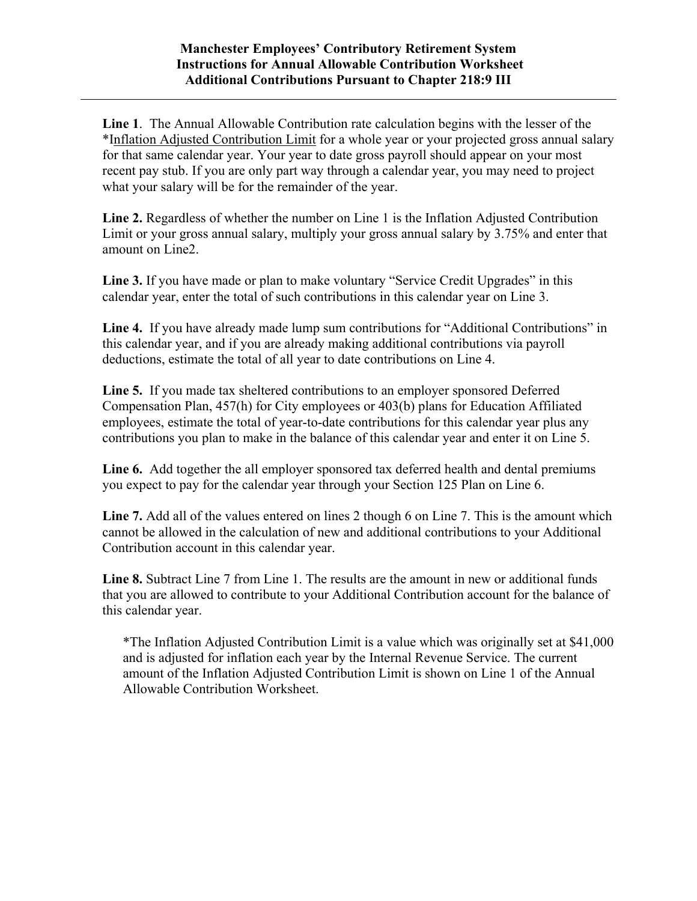**Manchester Employees' Contributory Retirement System**
**Instructions for Annual Allowable Contribution Worksheet**
**Additional Contributions Pursuant to Chapter 218:9 III**

---

**Line 1**. The Annual Allowable Contribution rate calculation begins with the lesser of the *Inflation Adjusted Contribution Limit for a whole year or your projected gross annual salary for that same calendar year. Your year to date gross payroll should appear on your most recent pay stub. If you are only part way through a calendar year, you may need to project what your salary will be for the remainder of the year.

**Line 2.** Regardless of whether the number on Line 1 is the Inflation Adjusted Contribution Limit or your gross annual salary, multiply your gross annual salary by 3.75% and enter that amount on Line2.

**Line 3.** If you have made or plan to make voluntary "Service Credit Upgrades" in this calendar year, enter the total of such contributions in this calendar year on Line 3.

**Line 4.** If you have already made lump sum contributions for "Additional Contributions" in this calendar year, and if you are already making additional contributions via payroll deductions, estimate the total of all year to date contributions on Line 4.

**Line 5.** If you made tax sheltered contributions to an employer sponsored Deferred Compensation Plan, 457(h) for City employees or 403(b) plans for Education Affiliated employees, estimate the total of year-to-date contributions for this calendar year plus any contributions you plan to make in the balance of this calendar year and enter it on Line 5.

**Line 6.** Add together the all employer sponsored tax deferred health and dental premiums you expect to pay for the calendar year through your Section 125 Plan on Line 6.

**Line 7.** Add all of the values entered on lines 2 though 6 on Line 7. This is the amount which cannot be allowed in the calculation of new and additional contributions to your Additional Contribution account in this calendar year.

**Line 8.** Subtract Line 7 from Line 1. The results are the amount in new or additional funds that you are allowed to contribute to your Additional Contribution account for the balance of this calendar year.

*The Inflation Adjusted Contribution Limit is a value which was originally set at $41,000 and is adjusted for inflation each year by the Internal Revenue Service. The current amount of the Inflation Adjusted Contribution Limit is shown on Line 1 of the Annual Allowable Contribution Worksheet.